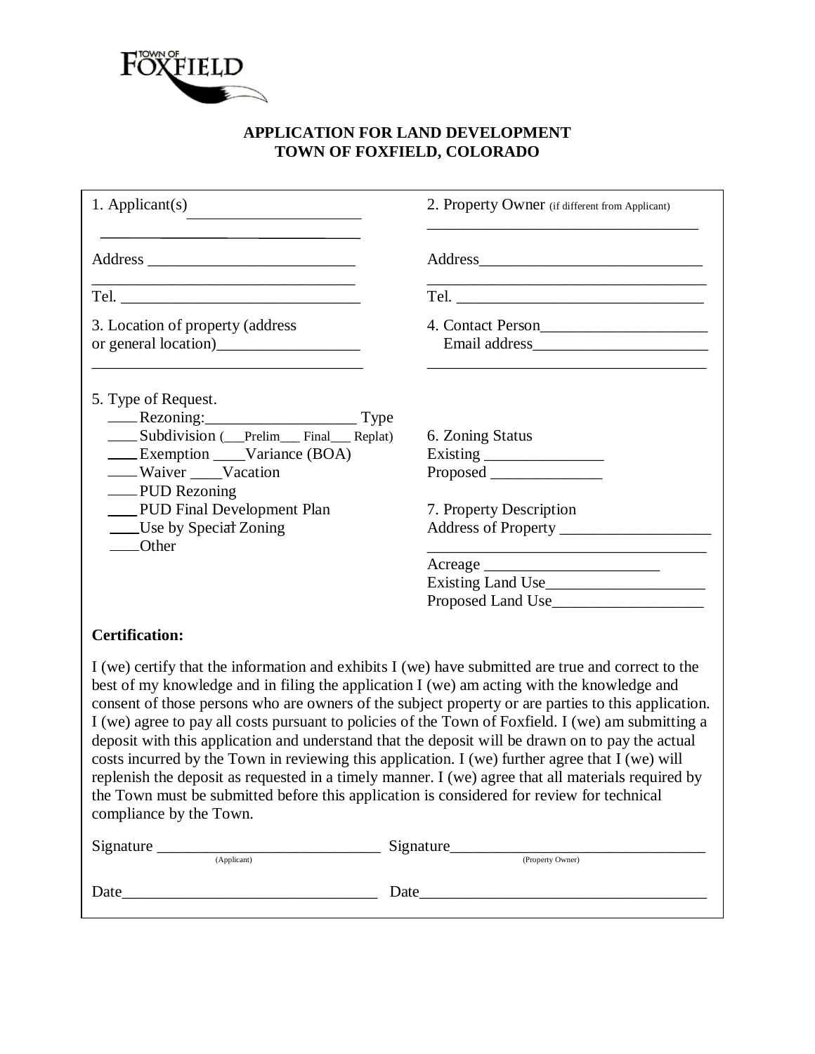TOWN OF FOXFIELD

**APPLICATION FOR LAND DEVELOPMENT**
**TOWN OF FOXFIELD, COLORADO**

1. Applicant(s) ____________________

____________________

Address ____________________

____________________

Tel. ____________________

2. Property Owner (if different from Applicant)

____________________

Address ____________________

____________________

Tel. ____________________

3. Location of property (address or general location) ____________________

____________________

4. Contact Person ____________________
Email address ____________________

____________________

5. Type of Request.

- ____ Rezoning: ____________________ Type
- ____ Subdivision (___Prelim___ Final___ Replat)
- ____ Exemption ____ Variance (BOA)
- ____ Waiver ____ Vacation
- ____ PUD Rezoning
- ____ PUD Final Development Plan
- ____ Use by Special Zoning
- ____ Other

6. Zoning Status

Existing ____________________

Proposed ____________________

7. Property Description

Address of Property ____________________

____________________

Acreage ____________________

Existing Land Use ____________________

Proposed Land Use ____________________

**Certification:**

I (we) certify that the information and exhibits I (we) have submitted are true and correct to the best of my knowledge and in filing the application I (we) am acting with the knowledge and consent of those persons who are owners of the subject property or are parties to this application. I (we) agree to pay all costs pursuant to policies of the Town of Foxfield. I (we) am submitting a deposit with this application and understand that the deposit will be drawn on to pay the actual costs incurred by the Town in reviewing this application. I (we) further agree that I (we) will replenish the deposit as requested in a timely manner. I (we) agree that all materials required by the Town must be submitted before this application is considered for review for technical compliance by the Town.

Signature ____________________ (Applicant)    Signature ____________________ (Property Owner)

Date ____________________    Date ____________________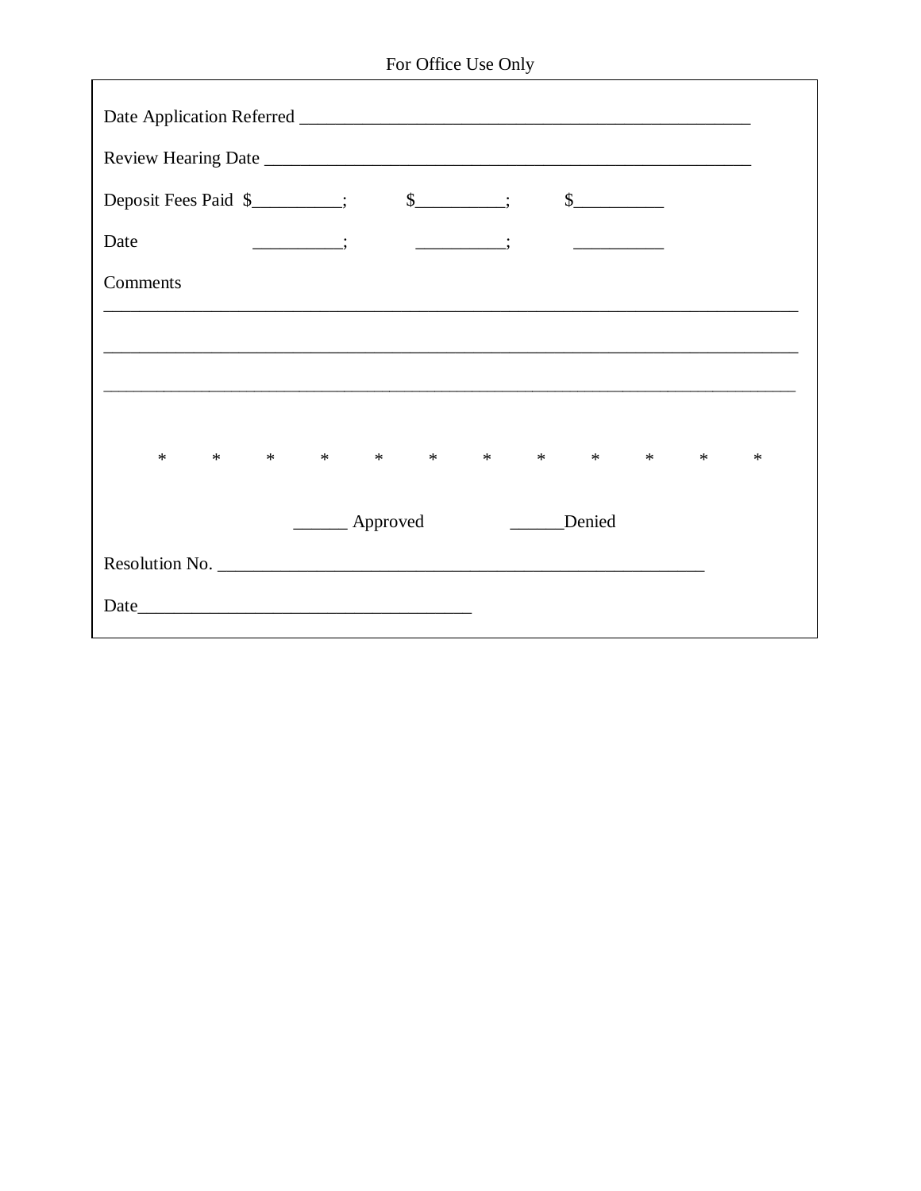For Office Use Only

Date Application Referred ____________________________________________________

Review Hearing Date _______________________________________________________

Deposit Fees Paid $__________; $__________; $__________

Date __________; __________; __________

Comments

________________________________________________________________________________

________________________________________________________________________________

________________________________________________________________________________

\* \* \* \* \* \* \* \* \* \* \* \*

______ Approved ______Denied

Resolution No. ________________________________________________________

Date______________________________________